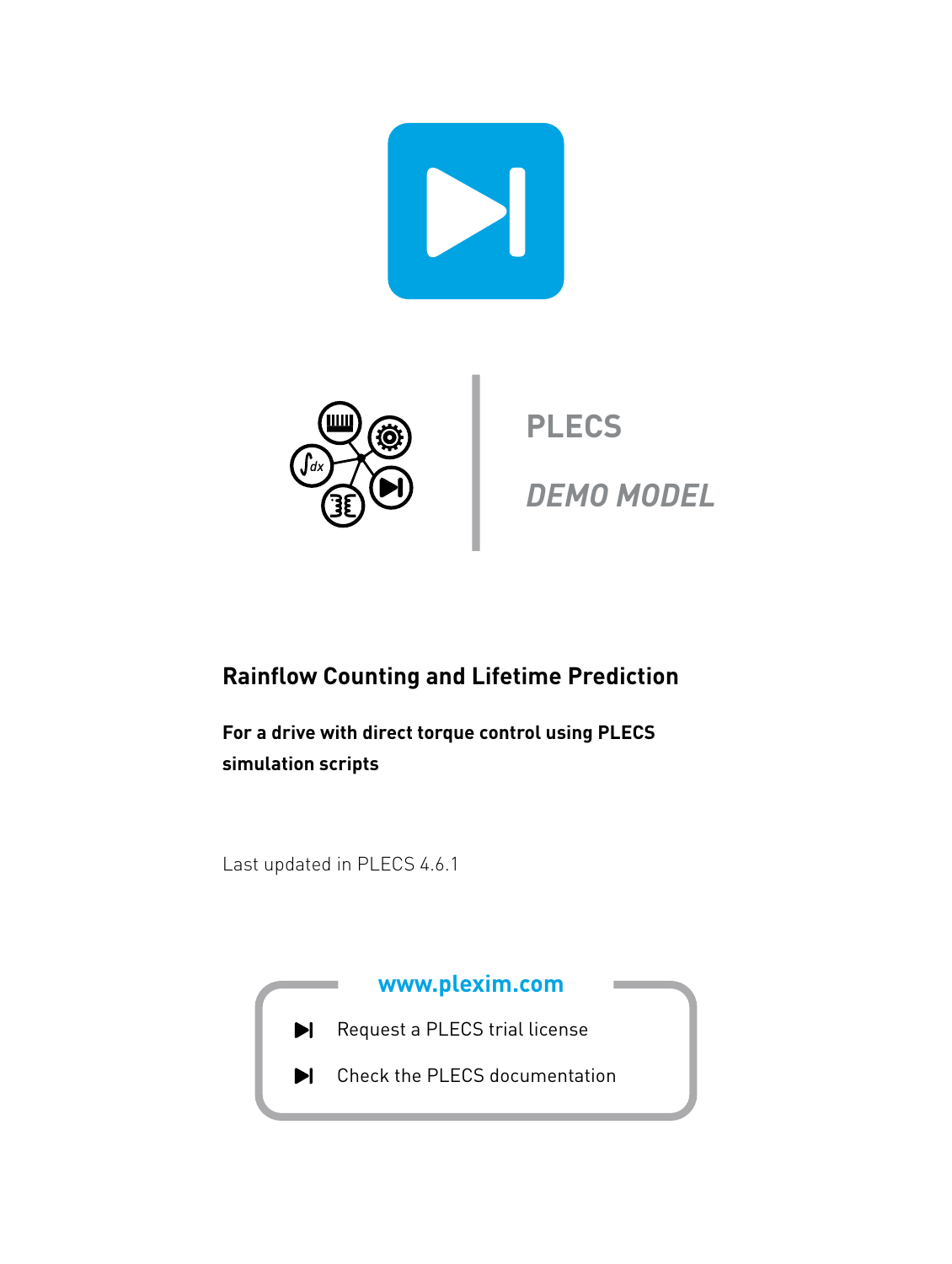PLECS

*DEMO MODEL*

# Rainflow Counting and Lifetime Prediction

**For a drive with direct torque control using PLECS simulation scripts**

Last updated in PLECS 4.6.1

**www.plexim.com**

- Request a PLECS trial license
- Check the PLECS documentation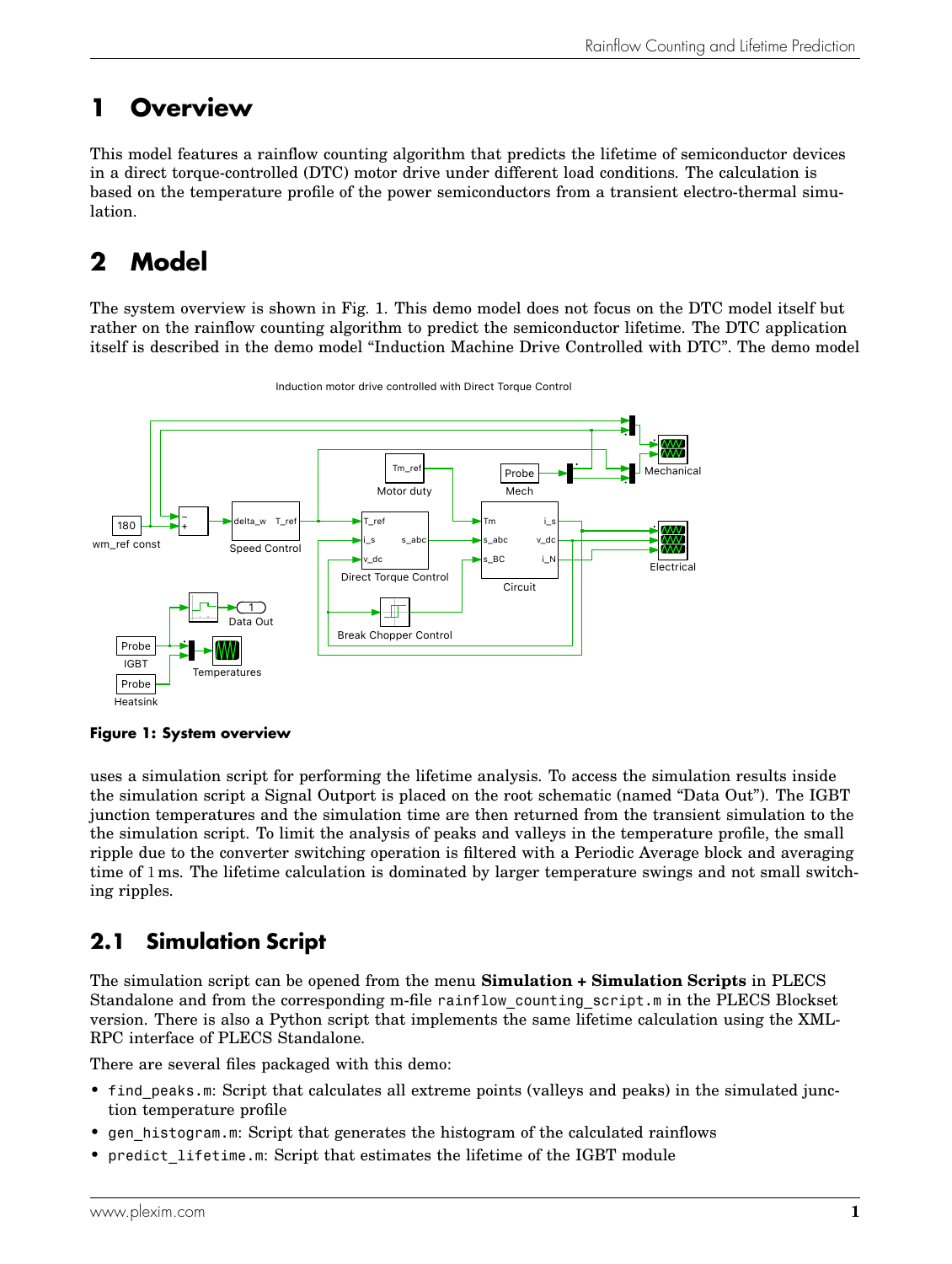# 1 Overview

This model features a rainflow counting algorithm that predicts the lifetime of semiconductor devices in a direct torque-controlled (DTC) motor drive under different load conditions. The calculation is based on the temperature profile of the power semiconductors from a transient electro-thermal simulation.

# 2 Model

The system overview is shown in Fig. 1. This demo model does not focus on the DTC model itself but rather on the rainflow counting algorithm to predict the semiconductor lifetime. The DTC application itself is described in the demo model "Induction Machine Drive Controlled with DTC". The demo model uses a simulation script for performing the lifetime analysis. To access the simulation results inside the simulation script a Signal Outport is placed on the root schematic (named "Data Out"). The IGBT junction temperatures and the simulation time are then returned from the transient simulation to the the simulation script. To limit the analysis of peaks and valleys in the temperature profile, the small ripple due to the converter switching operation is filtered with a Periodic Average block and averaging time of 1 ms. The lifetime calculation is dominated by larger temperature swings and not small switching ripples.

**Figure 1: System overview**

## 2.1 Simulation Script

The simulation script can be opened from the menu **Simulation + Simulation Scripts** in PLECS Standalone and from the corresponding m-file `rainflow_counting_script.m` in the PLECS Blockset version. There is also a Python script that implements the same lifetime calculation using the XML-RPC interface of PLECS Standalone.

There are several files packaged with this demo:

- `find_peaks.m`: Script that calculates all extreme points (valleys and peaks) in the simulated junction temperature profile
- `gen_histogram.m`: Script that generates the histogram of the calculated rainflows
- `predict_lifetime.m`: Script that estimates the lifetime of the IGBT module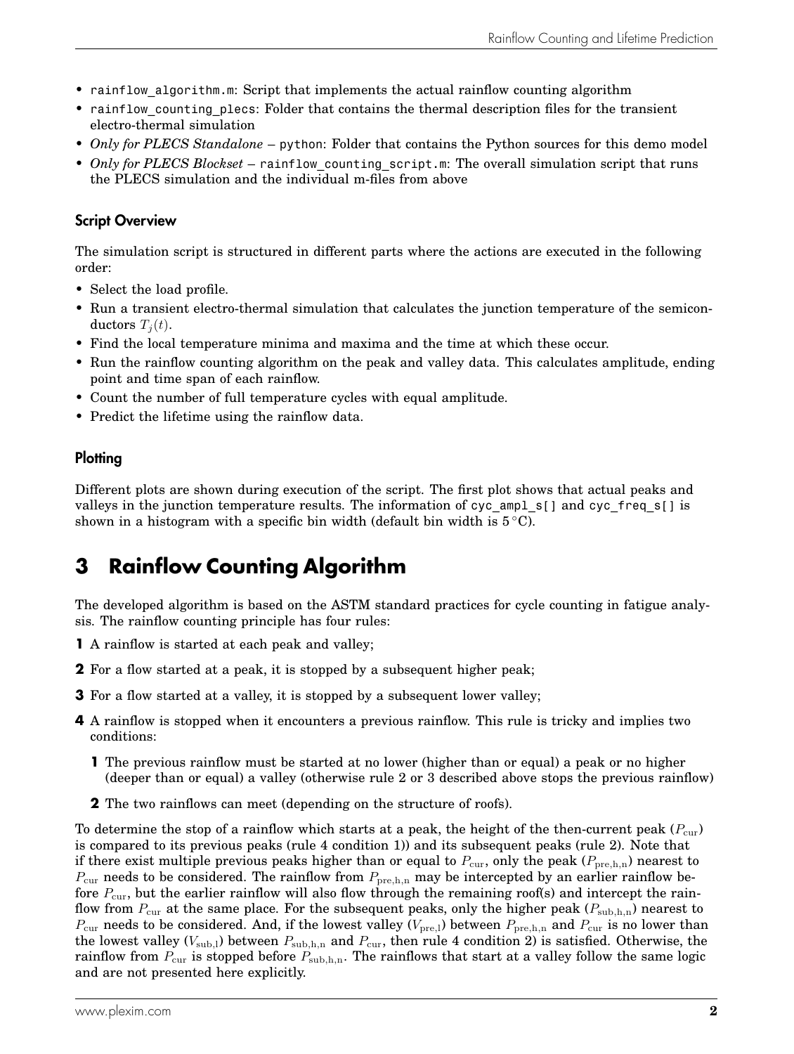- `rainflow_algorithm.m`: Script that implements the actual rainflow counting algorithm
- `rainflow_counting_plecs`: Folder that contains the thermal description files for the transient electro-thermal simulation
- *Only for PLECS Standalone* – `python`: Folder that contains the Python sources for this demo model
- *Only for PLECS Blockset* – `rainflow_counting_script.m`: The overall simulation script that runs the PLECS simulation and the individual m-files from above

### Script Overview

The simulation script is structured in different parts where the actions are executed in the following order:

- Select the load profile.
- Run a transient electro-thermal simulation that calculates the junction temperature of the semiconductors $T_j(t)$.
- Find the local temperature minima and maxima and the time at which these occur.
- Run the rainflow counting algorithm on the peak and valley data. This calculates amplitude, ending point and time span of each rainflow.
- Count the number of full temperature cycles with equal amplitude.
- Predict the lifetime using the rainflow data.

### Plotting

Different plots are shown during execution of the script. The first plot shows that actual peaks and valleys in the junction temperature results. The information of `cyc_ampl_s[]` and `cyc_freq_s[]` is shown in a histogram with a specific bin width (default bin width is $5\,^{\circ}\mathrm{C}$).

## 3 Rainflow Counting Algorithm

The developed algorithm is based on the ASTM standard practices for cycle counting in fatigue analysis. The rainflow counting principle has four rules:

1. A rainflow is started at each peak and valley;
2. For a flow started at a peak, it is stopped by a subsequent higher peak;
3. For a flow started at a valley, it is stopped by a subsequent lower valley;
4. A rainflow is stopped when it encounters a previous rainflow. This rule is tricky and implies two conditions:
   1. The previous rainflow must be started at no lower (higher than or equal) a peak or no higher (deeper than or equal) a valley (otherwise rule 2 or 3 described above stops the previous rainflow)
   2. The two rainflows can meet (depending on the structure of roofs).

To determine the stop of a rainflow which starts at a peak, the height of the then-current peak ($P_{\mathrm{cur}}$) is compared to its previous peaks (rule 4 condition 1)) and its subsequent peaks (rule 2). Note that if there exist multiple previous peaks higher than or equal to $P_{\mathrm{cur}}$, only the peak ($P_{\mathrm{pre,h,n}}$) nearest to $P_{\mathrm{cur}}$ needs to be considered. The rainflow from $P_{\mathrm{pre,h,n}}$ may be intercepted by an earlier rainflow before $P_{\mathrm{cur}}$, but the earlier rainflow will also flow through the remaining roof(s) and intercept the rainflow from $P_{\mathrm{cur}}$ at the same place. For the subsequent peaks, only the higher peak ($P_{\mathrm{sub,h,n}}$) nearest to $P_{\mathrm{cur}}$ needs to be considered. And, if the lowest valley ($V_{\mathrm{pre,l}}$) between $P_{\mathrm{pre,h,n}}$ and $P_{\mathrm{cur}}$ is no lower than the lowest valley ($V_{\mathrm{sub,l}}$) between $P_{\mathrm{sub,h,n}}$ and $P_{\mathrm{cur}}$, then rule 4 condition 2) is satisfied. Otherwise, the rainflow from $P_{\mathrm{cur}}$ is stopped before $P_{\mathrm{sub,h,n}}$. The rainflows that start at a valley follow the same logic and are not presented here explicitly.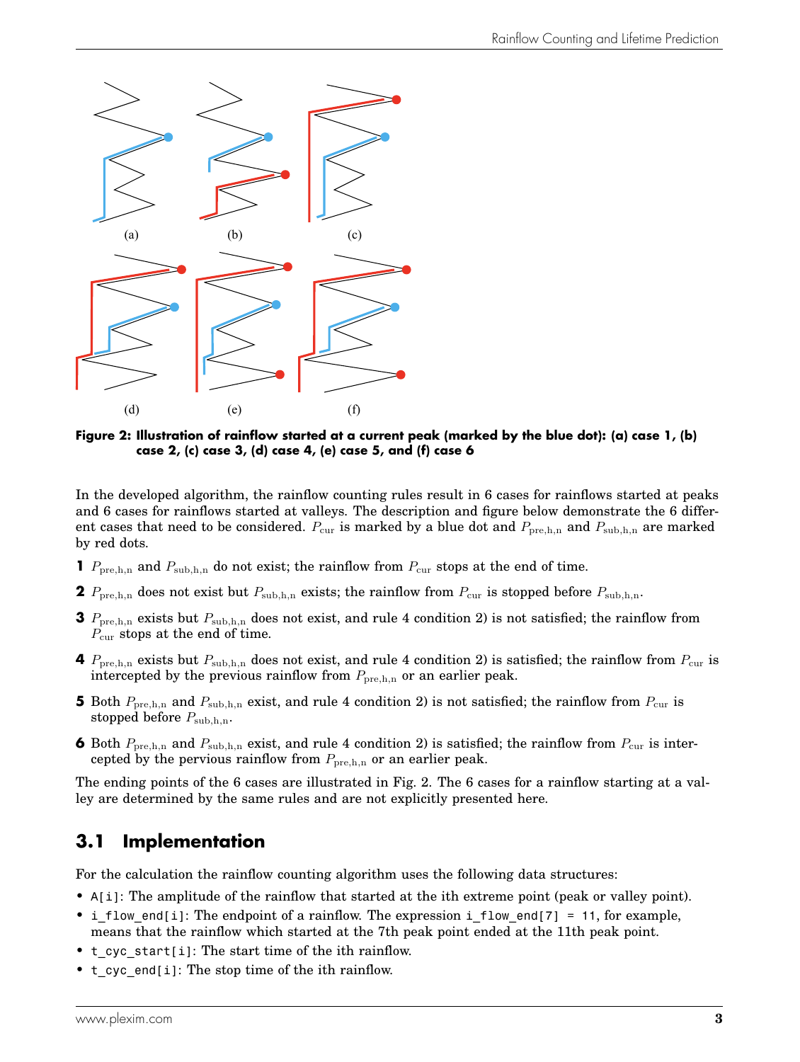**Figure 2: Illustration of rainflow started at a current peak (marked by the blue dot): (a) case 1, (b) case 2, (c) case 3, (d) case 4, (e) case 5, and (f) case 6**

In the developed algorithm, the rainflow counting rules result in 6 cases for rainflows started at peaks and 6 cases for rainflows started at valleys. The description and figure below demonstrate the 6 different cases that need to be considered. $P_{\text{cur}}$ is marked by a blue dot and $P_{\text{pre,h,n}}$ and $P_{\text{sub,h,n}}$ are marked by red dots.

**1** $P_{\text{pre,h,n}}$ and $P_{\text{sub,h,n}}$ do not exist; the rainflow from $P_{\text{cur}}$ stops at the end of time.

**2** $P_{\text{pre,h,n}}$ does not exist but $P_{\text{sub,h,n}}$ exists; the rainflow from $P_{\text{cur}}$ is stopped before $P_{\text{sub,h,n}}$.

**3** $P_{\text{pre,h,n}}$ exists but $P_{\text{sub,h,n}}$ does not exist, and rule 4 condition 2) is not satisfied; the rainflow from $P_{\text{cur}}$ stops at the end of time.

**4** $P_{\text{pre,h,n}}$ exists but $P_{\text{sub,h,n}}$ does not exist, and rule 4 condition 2) is satisfied; the rainflow from $P_{\text{cur}}$ is intercepted by the previous rainflow from $P_{\text{pre,h,n}}$ or an earlier peak.

**5** Both $P_{\text{pre,h,n}}$ and $P_{\text{sub,h,n}}$ exist, and rule 4 condition 2) is not satisfied; the rainflow from $P_{\text{cur}}$ is stopped before $P_{\text{sub,h,n}}$.

**6** Both $P_{\text{pre,h,n}}$ and $P_{\text{sub,h,n}}$ exist, and rule 4 condition 2) is satisfied; the rainflow from $P_{\text{cur}}$ is intercepted by the pervious rainflow from $P_{\text{pre,h,n}}$ or an earlier peak.

The ending points of the 6 cases are illustrated in Fig. 2. The 6 cases for a rainflow starting at a valley are determined by the same rules and are not explicitly presented here.

## 3.1 Implementation

For the calculation the rainflow counting algorithm uses the following data structures:

- `A[i]`: The amplitude of the rainflow that started at the ith extreme point (peak or valley point).
- `i_flow_end[i]`: The endpoint of a rainflow. The expression `i_flow_end[7] = 11`, for example, means that the rainflow which started at the 7th peak point ended at the 11th peak point.
- `t_cyc_start[i]`: The start time of the ith rainflow.
- `t_cyc_end[i]`: The stop time of the ith rainflow.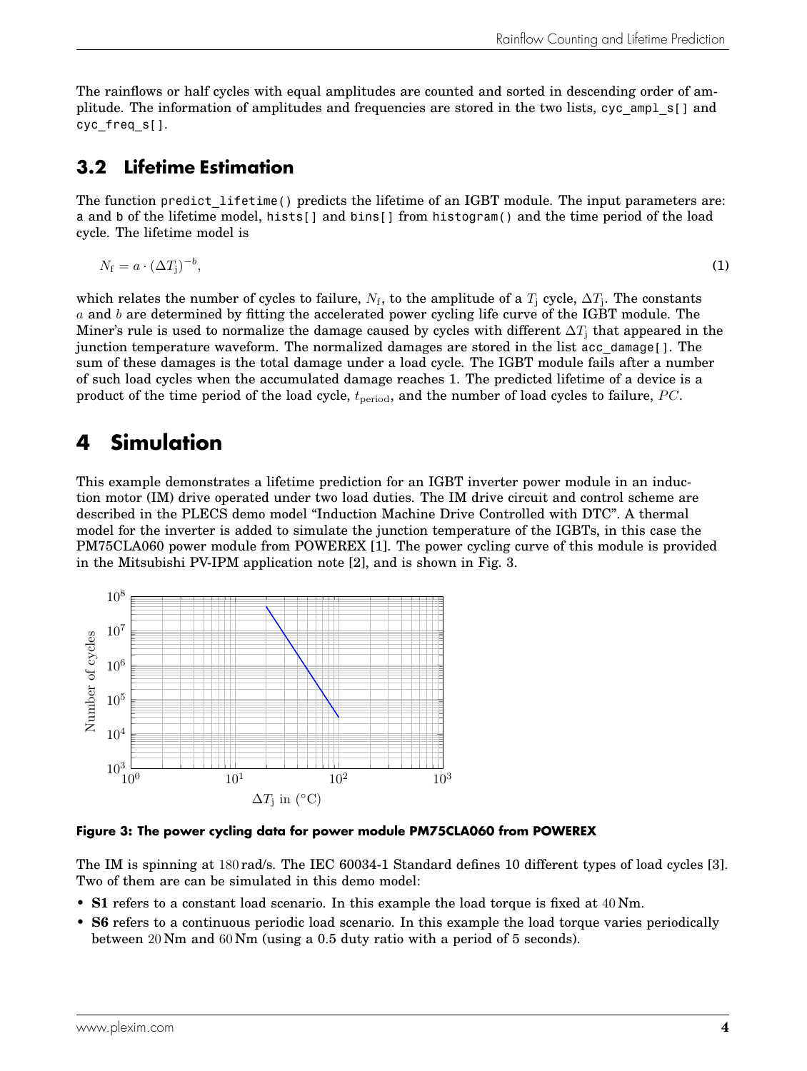The rainflows or half cycles with equal amplitudes are counted and sorted in descending order of amplitude. The information of amplitudes and frequencies are stored in the two lists, cyc_ampl_s[] and cyc_freq_s[].

## 3.2 Lifetime Estimation

The function predict_lifetime() predicts the lifetime of an IGBT module. The input parameters are: a and b of the lifetime model, hists[] and bins[] from histogram() and the time period of the load cycle. The lifetime model is

$$N_{\mathrm{f}} = a \cdot (\Delta T_{\mathrm{j}})^{-b}, \tag{1}$$

which relates the number of cycles to failure, $N_{\mathrm{f}}$, to the amplitude of a $T_{\mathrm{j}}$ cycle, $\Delta T_{\mathrm{j}}$. The constants $a$ and $b$ are determined by fitting the accelerated power cycling life curve of the IGBT module. The Miner's rule is used to normalize the damage caused by cycles with different $\Delta T_{\mathrm{j}}$ that appeared in the junction temperature waveform. The normalized damages are stored in the list acc_damage[]. The sum of these damages is the total damage under a load cycle. The IGBT module fails after a number of such load cycles when the accumulated damage reaches 1. The predicted lifetime of a device is a product of the time period of the load cycle, $t_{\mathrm{period}}$, and the number of load cycles to failure, $PC$.

# 4 Simulation

This example demonstrates a lifetime prediction for an IGBT inverter power module in an induction motor (IM) drive operated under two load duties. The IM drive circuit and control scheme are described in the PLECS demo model "Induction Machine Drive Controlled with DTC". A thermal model for the inverter is added to simulate the junction temperature of the IGBTs, in this case the PM75CLA060 power module from POWEREX [1]. The power cycling curve of this module is provided in the Mitsubishi PV-IPM application note [2], and is shown in Fig. 3.

**Figure 3: The power cycling data for power module PM75CLA060 from POWEREX**

The IM is spinning at 180 rad/s. The IEC 60034-1 Standard defines 10 different types of load cycles [3]. Two of them are can be simulated in this demo model:

- **S1** refers to a constant load scenario. In this example the load torque is fixed at 40 Nm.
- **S6** refers to a continuous periodic load scenario. In this example the load torque varies periodically between 20 Nm and 60 Nm (using a 0.5 duty ratio with a period of 5 seconds).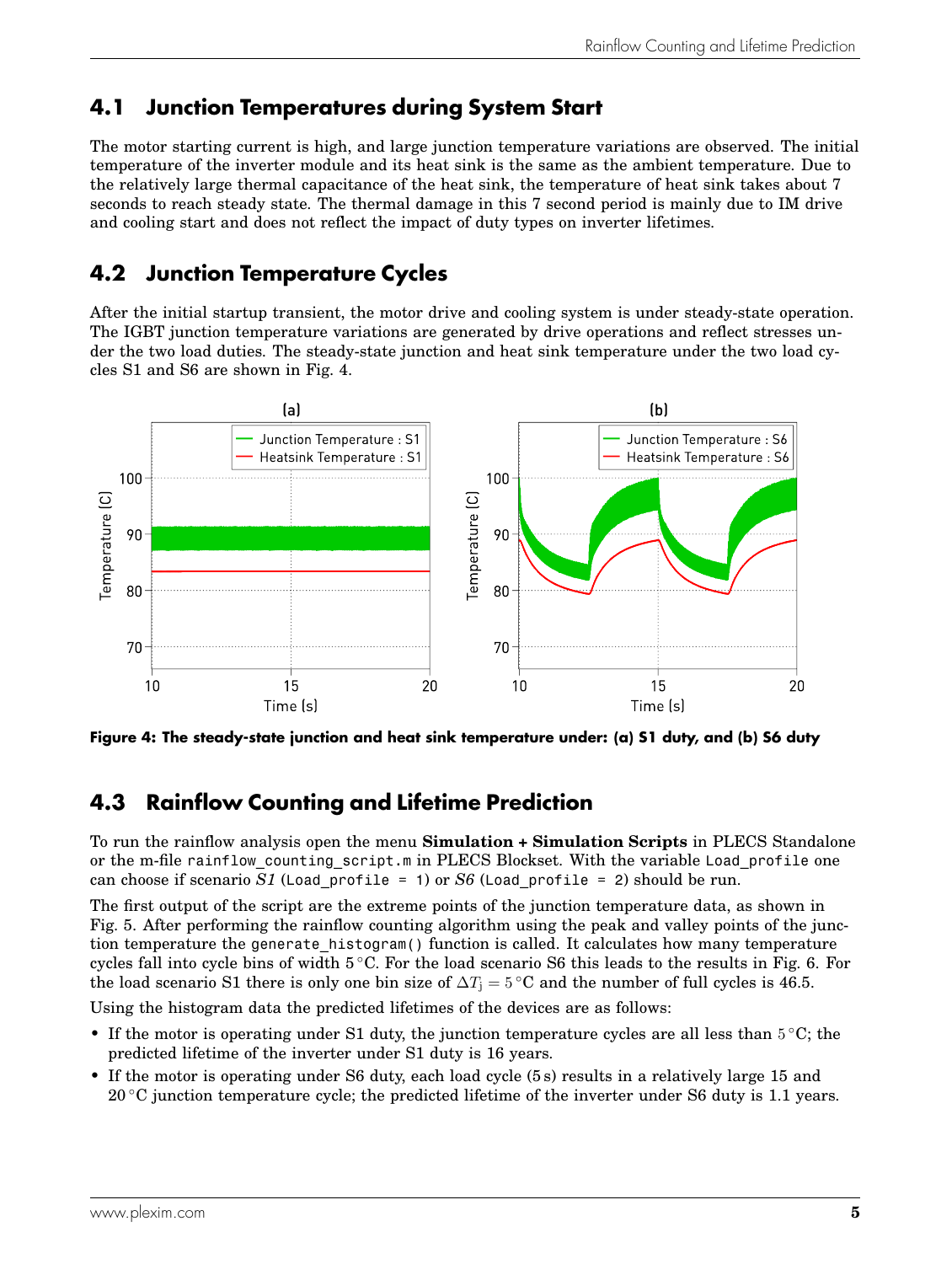## 4.1 Junction Temperatures during System Start

The motor starting current is high, and large junction temperature variations are observed. The initial temperature of the inverter module and its heat sink is the same as the ambient temperature. Due to the relatively large thermal capacitance of the heat sink, the temperature of heat sink takes about 7 seconds to reach steady state. The thermal damage in this 7 second period is mainly due to IM drive and cooling start and does not reflect the impact of duty types on inverter lifetimes.

## 4.2 Junction Temperature Cycles

After the initial startup transient, the motor drive and cooling system is under steady-state operation. The IGBT junction temperature variations are generated by drive operations and reflect stresses under the two load duties. The steady-state junction and heat sink temperature under the two load cycles S1 and S6 are shown in Fig. 4.

**Figure 4: The steady-state junction and heat sink temperature under: (a) S1 duty, and (b) S6 duty**

## 4.3 Rainflow Counting and Lifetime Prediction

To run the rainflow analysis open the menu **Simulation + Simulation Scripts** in PLECS Standalone or the m-file `rainflow_counting_script.m` in PLECS Blockset. With the variable `Load_profile` one can choose if scenario *S1* (`Load_profile = 1`) or *S6* (`Load_profile = 2`) should be run.

The first output of the script are the extreme points of the junction temperature data, as shown in Fig. 5. After performing the rainflow counting algorithm using the peak and valley points of the junction temperature the `generate_histogram()` function is called. It calculates how many temperature cycles fall into cycle bins of width 5 °C. For the load scenario S6 this leads to the results in Fig. 6. For the load scenario S1 there is only one bin size of $\Delta T_j = 5\,^\circ\mathrm{C}$ and the number of full cycles is 46.5.

Using the histogram data the predicted lifetimes of the devices are as follows:

- If the motor is operating under S1 duty, the junction temperature cycles are all less than 5 °C; the predicted lifetime of the inverter under S1 duty is 16 years.
- If the motor is operating under S6 duty, each load cycle (5 s) results in a relatively large 15 and 20 °C junction temperature cycle; the predicted lifetime of the inverter under S6 duty is 1.1 years.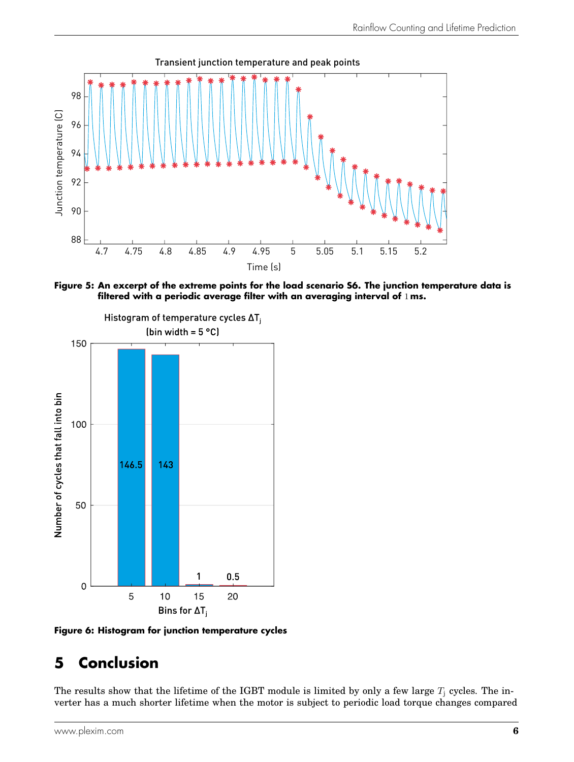**Figure 5: An excerpt of the extreme points for the load scenario S6. The junction temperature data is filtered with a periodic average filter with an averaging interval of 1 ms.**

**Figure 6: Histogram for junction temperature cycles**

## 5 Conclusion

The results show that the lifetime of the IGBT module is limited by only a few large $T_j$ cycles. The inverter has a much shorter lifetime when the motor is subject to periodic load torque changes compared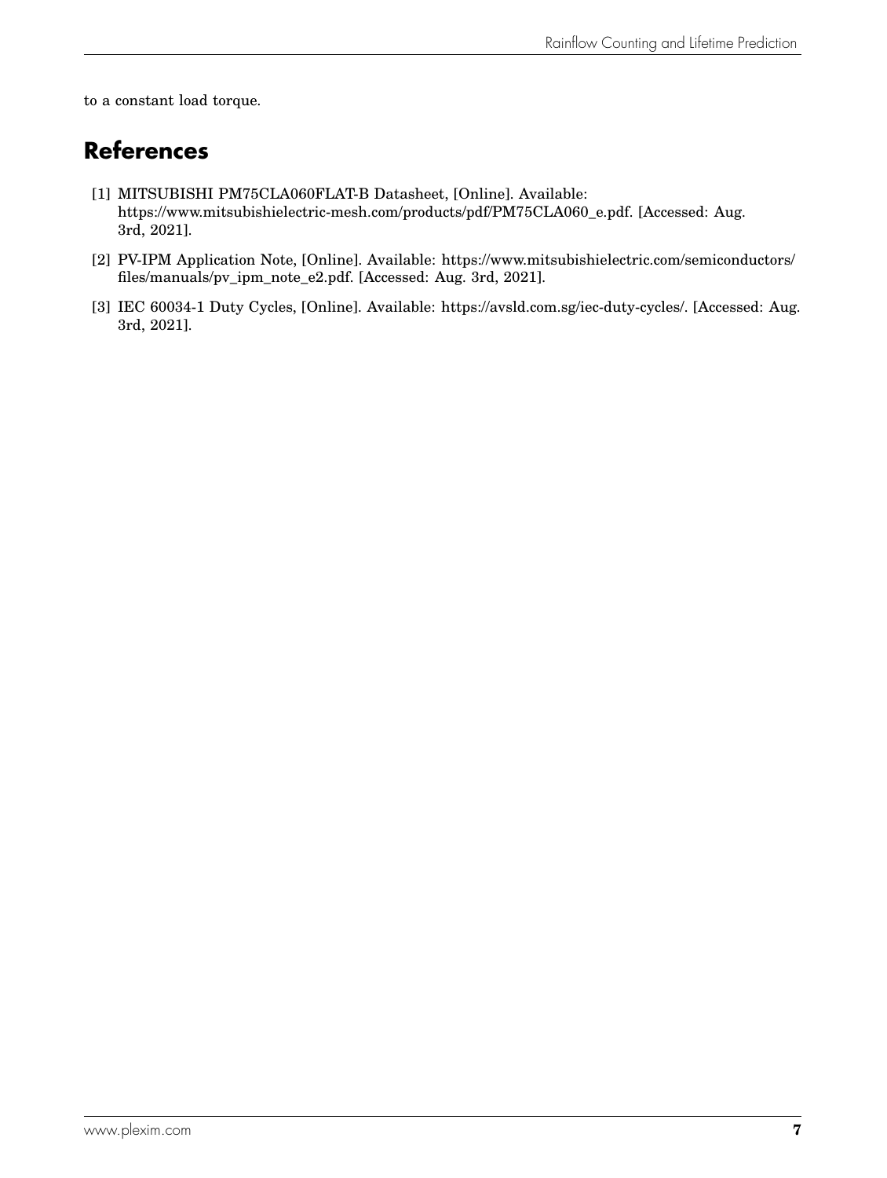to a constant load torque.

## References

[1] MITSUBISHI PM75CLA060FLAT-B Datasheet, [Online]. Available: https://www.mitsubishielectric-mesh.com/products/pdf/PM75CLA060_e.pdf. [Accessed: Aug. 3rd, 2021].

[2] PV-IPM Application Note, [Online]. Available: https://www.mitsubishielectric.com/semiconductors/files/manuals/pv_ipm_note_e2.pdf. [Accessed: Aug. 3rd, 2021].

[3] IEC 60034-1 Duty Cycles, [Online]. Available: https://avsld.com.sg/iec-duty-cycles/. [Accessed: Aug. 3rd, 2021].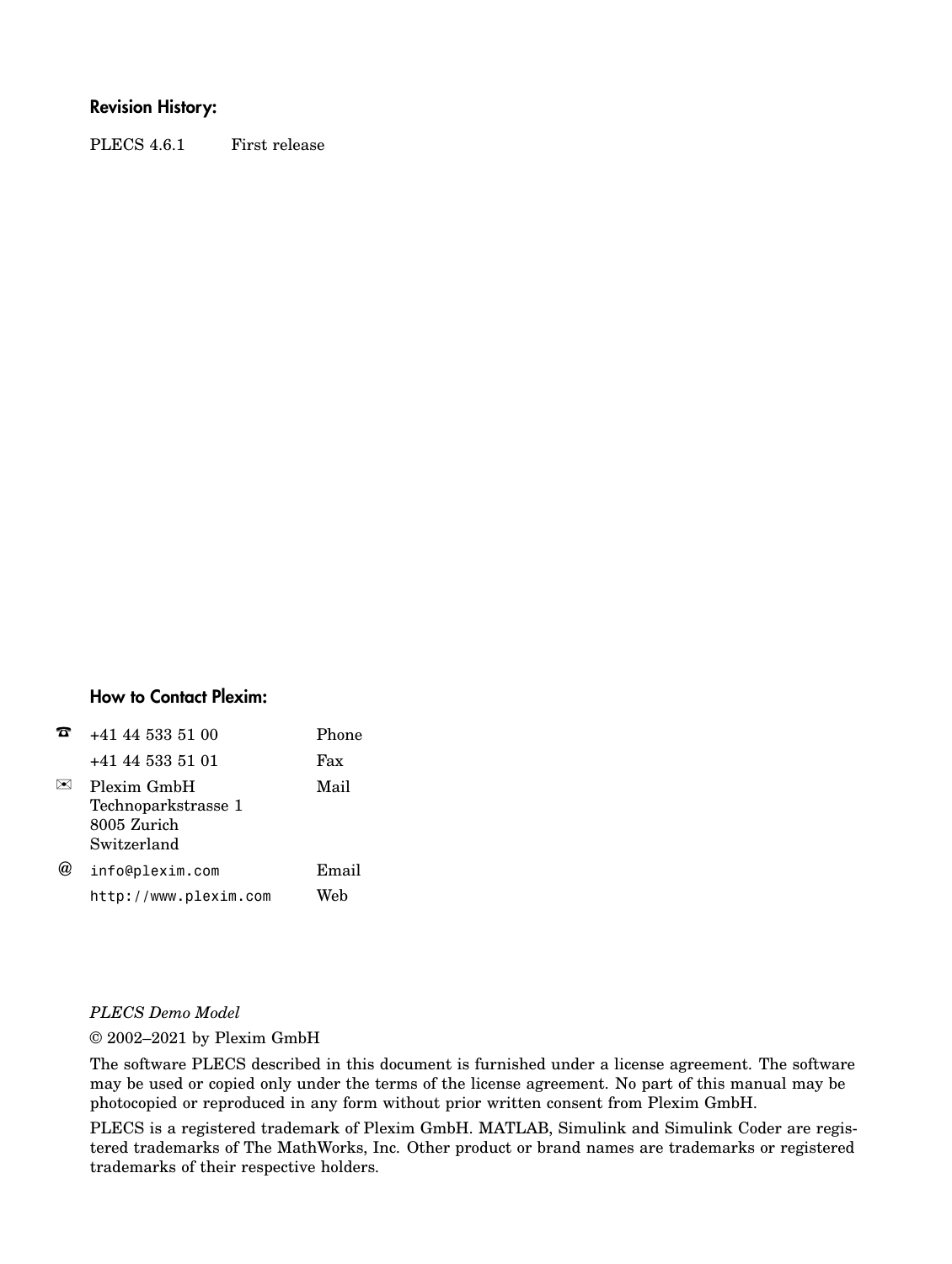### Revision History:

| | |
|---|---|
| PLECS 4.6.1 | First release |

### How to Contact Plexim:

| | | |
|---|---|---|
| ☎ | +41 44 533 51 00 | Phone |
| | +41 44 533 51 01 | Fax |
| ✉ | Plexim GmbH<br>Technoparkstrasse 1<br>8005 Zurich<br>Switzerland | Mail |
| @ | info@plexim.com | Email |
| | http://www.plexim.com | Web |

*PLECS Demo Model*

© 2002–2021 by Plexim GmbH

The software PLECS described in this document is furnished under a license agreement. The software may be used or copied only under the terms of the license agreement. No part of this manual may be photocopied or reproduced in any form without prior written consent from Plexim GmbH.

PLECS is a registered trademark of Plexim GmbH. MATLAB, Simulink and Simulink Coder are registered trademarks of The MathWorks, Inc. Other product or brand names are trademarks or registered trademarks of their respective holders.